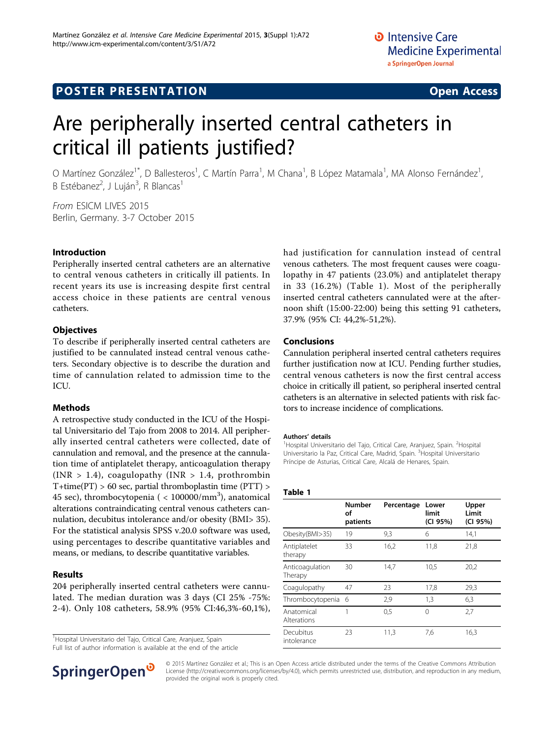POSTER PRESENTATION

Open Access

# Are peripherally inserted central catheters in critical ill patients justified?

O Martínez González[1*], D Ballesteros[1], C Martín Parra[1], M Chana[1], B López Matamala[1], MA Alonso Fernández[1], B Estébanez[2], J Luján[3], R Blancas[1]

*From* ESICM LIVES 2015
Berlin, Germany. 3-7 October 2015

## Introduction

Peripherally inserted central catheters are an alternative to central venous catheters in critically ill patients. In recent years its use is increasing despite first central access choice in these patients are central venous catheters.

## Objectives

To describe if peripherally inserted central catheters are justified to be cannulated instead central venous catheters. Secondary objective is to describe the duration and time of cannulation related to admission time to the ICU.

## Methods

A retrospective study conducted in the ICU of the Hospital Universitario del Tajo from 2008 to 2014. All peripherally inserted central catheters were collected, date of cannulation and removal, and the presence at the cannulation time of antiplatelet therapy, anticoagulation therapy (INR > 1.4), coagulopathy (INR > 1.4, prothrombin T+time(PT) > 60 sec, partial thromboplastin time (PTT) > 45 sec), thrombocytopenia ( < 100000/mm$^3$), anatomical alterations contraindicating central venous catheters cannulation, decubitus intolerance and/or obesity (BMI> 35). For the statistical analysis SPSS v.20.0 software was used, using percentages to describe quantitative variables and means, or medians, to describe quantitative variables.

## Results

204 peripherally inserted central catheters were cannulated. The median duration was 3 days (CI 25% -75%: 2-4). Only 108 catheters, 58.9% (95% CI:46,3%-60,1%), had justification for cannulation instead of central venous catheters. The most frequent causes were coagulopathy in 47 patients (23.0%) and antiplatelet therapy in 33 (16.2%) (Table 1). Most of the peripherally inserted central catheters cannulated were at the afternoon shift (15:00-22:00) being this setting 91 catheters, 37.9% (95% CI: 44,2%-51,2%).

## Conclusions

Cannulation peripheral inserted central catheters requires further justification now at ICU. Pending further studies, central venous catheters is now the first central access choice in critically ill patient, so peripheral inserted central catheters is an alternative in selected patients with risk factors to increase incidence of complications.

**Authors' details**
[1]Hospital Universitario del Tajo, Critical Care, Aranjuez, Spain. [2]Hospital Universitario la Paz, Critical Care, Madrid, Spain. [3]Hospital Universitario Príncipe de Asturias, Critical Care, Alcalá de Henares, Spain.

**Table 1**

| | Number of patients | Percentage | Lower limit (CI 95%) | Upper Limit (CI 95%) |
|---|---|---|---|---|
| Obesity(BMI>35) | 19 | 9,3 | 6 | 14,1 |
| Antiplatelet therapy | 33 | 16,2 | 11,8 | 21,8 |
| Anticoagulation Therapy | 30 | 14,7 | 10,5 | 20,2 |
| Coagulopathy | 47 | 23 | 17,8 | 29,3 |
| Thrombocytopenia | 6 | 2,9 | 1,3 | 6,3 |
| Anatomical Alterations | 1 | 0,5 | 0 | 2,7 |
| Decubitus intolerance | 23 | 11,3 | 7,6 | 16,3 |

[1]Hospital Universitario del Tajo, Critical Care, Aranjuez, Spain
Full list of author information is available at the end of the article

© 2015 Martínez González et al.; This is an Open Access article distributed under the terms of the Creative Commons Attribution License (http://creativecommons.org/licenses/by/4.0), which permits unrestricted use, distribution, and reproduction in any medium, provided the original work is properly cited.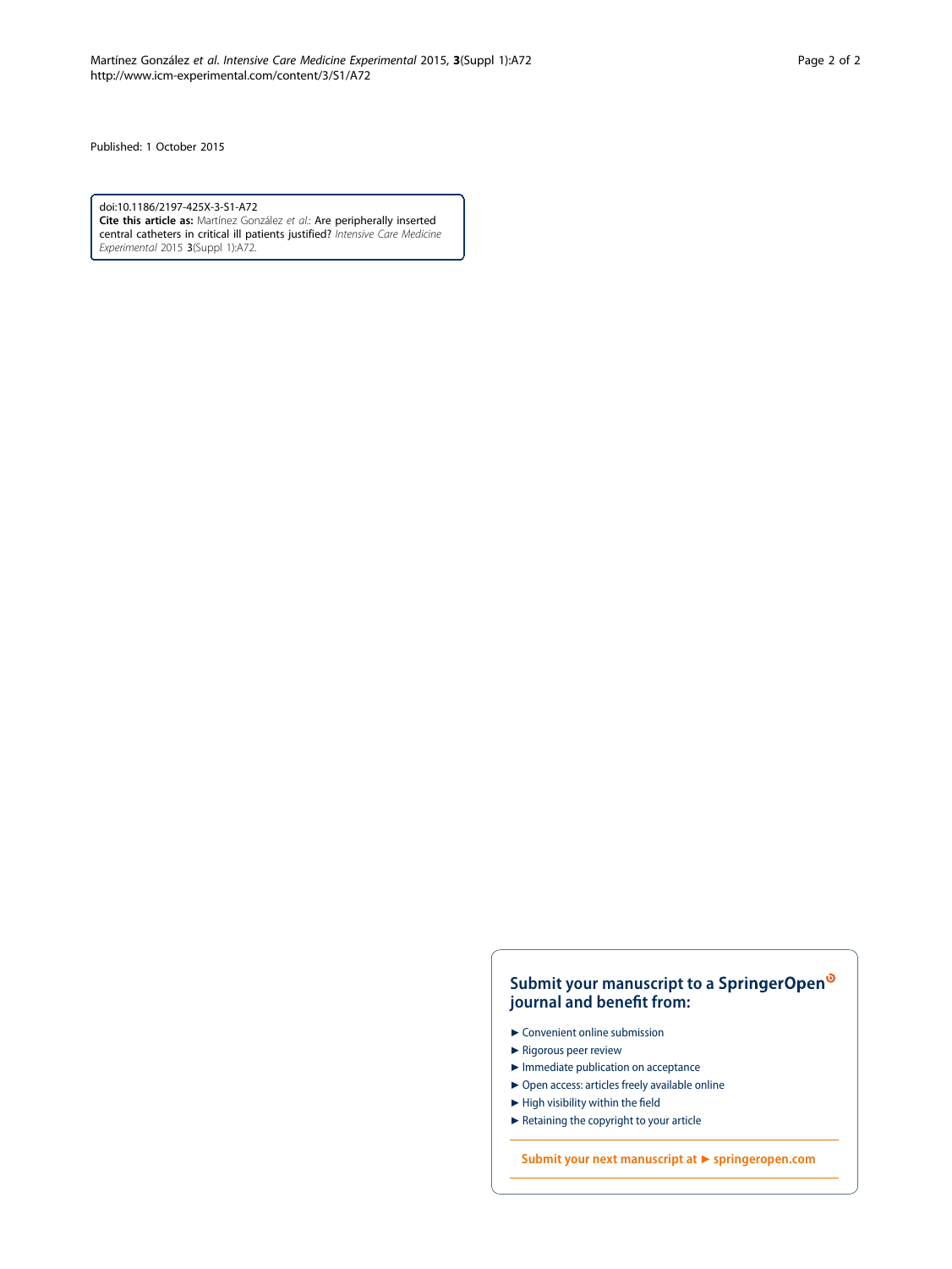Published: 1 October 2015

doi:10.1186/2197-425X-3-S1-A72
**Cite this article as:** Martínez González *et al.*: Are peripherally inserted central catheters in critical ill patients justified? *Intensive Care Medicine Experimental* 2015 **3**(Suppl 1):A72.

**Submit your manuscript to a SpringerOpen journal and benefit from:**

- ► Convenient online submission
- ► Rigorous peer review
- ► Immediate publication on acceptance
- ► Open access: articles freely available online
- ► High visibility within the field
- ► Retaining the copyright to your article

**Submit your next manuscript at ► springeropen.com**